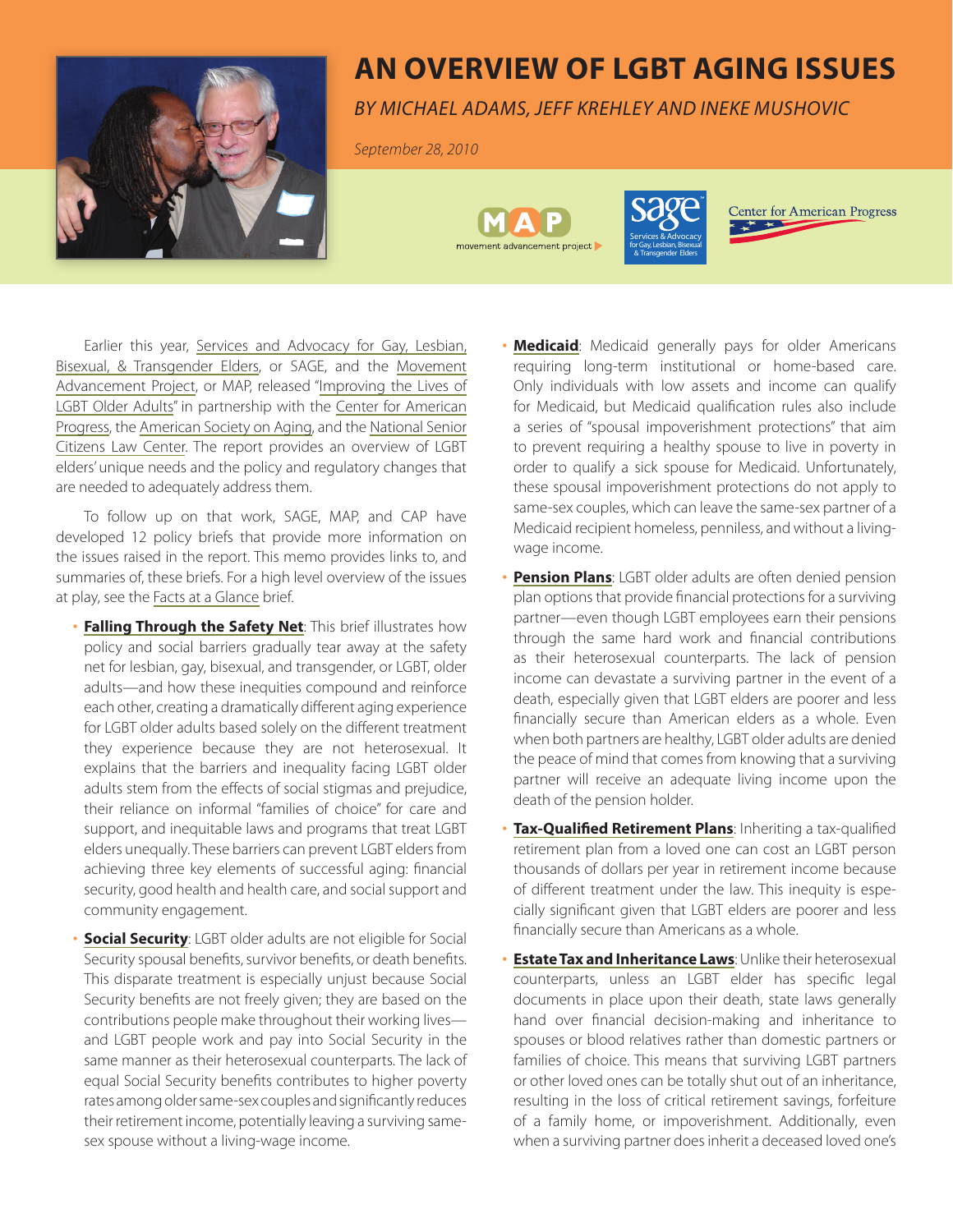# AN OVERVIEW OF LGBT AGING ISSUES

*BY MICHAEL ADAMS, JEFF KREHLEY AND INEKE MUSHOVIC*

*September 28, 2010*

Earlier this year, Services and Advocacy for Gay, Lesbian, Bisexual, & Transgender Elders, or SAGE, and the Movement Advancement Project, or MAP, released "Improving the Lives of LGBT Older Adults" in partnership with the Center for American Progress, the American Society on Aging, and the National Senior Citizens Law Center. The report provides an overview of LGBT elders' unique needs and the policy and regulatory changes that are needed to adequately address them.

To follow up on that work, SAGE, MAP, and CAP have developed 12 policy briefs that provide more information on the issues raised in the report. This memo provides links to, and summaries of, these briefs. For a high level overview of the issues at play, see the Facts at a Glance brief.

- **Falling Through the Safety Net**: This brief illustrates how policy and social barriers gradually tear away at the safety net for lesbian, gay, bisexual, and transgender, or LGBT, older adults—and how these inequities compound and reinforce each other, creating a dramatically different aging experience for LGBT older adults based solely on the different treatment they experience because they are not heterosexual. It explains that the barriers and inequality facing LGBT older adults stem from the effects of social stigmas and prejudice, their reliance on informal "families of choice" for care and support, and inequitable laws and programs that treat LGBT elders unequally. These barriers can prevent LGBT elders from achieving three key elements of successful aging: financial security, good health and health care, and social support and community engagement.
- **Social Security**: LGBT older adults are not eligible for Social Security spousal benefits, survivor benefits, or death benefits. This disparate treatment is especially unjust because Social Security benefits are not freely given; they are based on the contributions people make throughout their working lives—and LGBT people work and pay into Social Security in the same manner as their heterosexual counterparts. The lack of equal Social Security benefits contributes to higher poverty rates among older same-sex couples and significantly reduces their retirement income, potentially leaving a surviving same-sex spouse without a living-wage income.
- **Medicaid**: Medicaid generally pays for older Americans requiring long-term institutional or home-based care. Only individuals with low assets and income can qualify for Medicaid, but Medicaid qualification rules also include a series of "spousal impoverishment protections" that aim to prevent requiring a healthy spouse to live in poverty in order to qualify a sick spouse for Medicaid. Unfortunately, these spousal impoverishment protections do not apply to same-sex couples, which can leave the same-sex partner of a Medicaid recipient homeless, penniless, and without a living-wage income.
- **Pension Plans**: LGBT older adults are often denied pension plan options that provide financial protections for a surviving partner—even though LGBT employees earn their pensions through the same hard work and financial contributions as their heterosexual counterparts. The lack of pension income can devastate a surviving partner in the event of a death, especially given that LGBT elders are poorer and less financially secure than American elders as a whole. Even when both partners are healthy, LGBT older adults are denied the peace of mind that comes from knowing that a surviving partner will receive an adequate living income upon the death of the pension holder.
- **Tax-Qualified Retirement Plans**: Inheriting a tax-qualified retirement plan from a loved one can cost an LGBT person thousands of dollars per year in retirement income because of different treatment under the law. This inequity is especially significant given that LGBT elders are poorer and less financially secure than Americans as a whole.
- **Estate Tax and Inheritance Laws**: Unlike their heterosexual counterparts, unless an LGBT elder has specific legal documents in place upon their death, state laws generally hand over financial decision-making and inheritance to spouses or blood relatives rather than domestic partners or families of choice. This means that surviving LGBT partners or other loved ones can be totally shut out of an inheritance, resulting in the loss of critical retirement savings, forfeiture of a family home, or impoverishment. Additionally, even when a surviving partner does inherit a deceased loved one's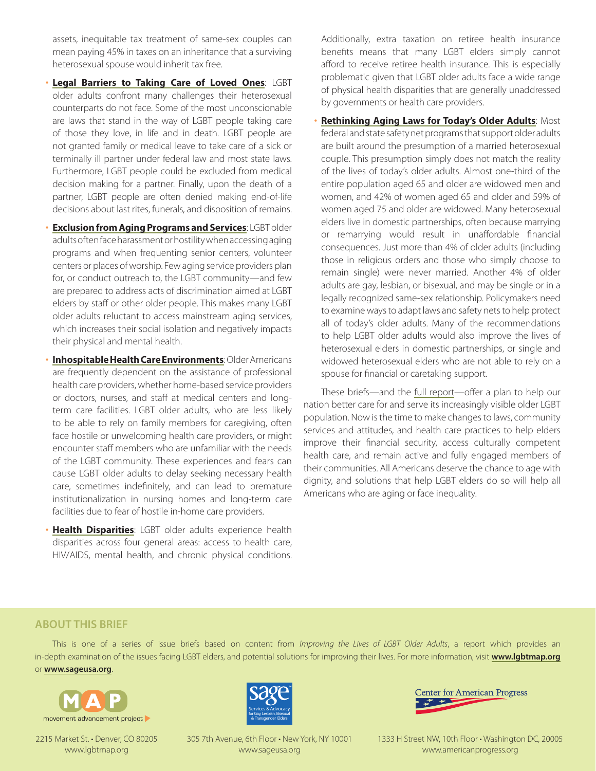assets, inequitable tax treatment of same-sex couples can mean paying 45% in taxes on an inheritance that a surviving heterosexual spouse would inherit tax free.

- **Legal Barriers to Taking Care of Loved Ones**: LGBT older adults confront many challenges their heterosexual counterparts do not face. Some of the most unconscionable are laws that stand in the way of LGBT people taking care of those they love, in life and in death. LGBT people are not granted family or medical leave to take care of a sick or terminally ill partner under federal law and most state laws. Furthermore, LGBT people could be excluded from medical decision making for a partner. Finally, upon the death of a partner, LGBT people are often denied making end-of-life decisions about last rites, funerals, and disposition of remains.
- **Exclusion from Aging Programs and Services**: LGBT older adults often face harassment or hostility when accessing aging programs and when frequenting senior centers, volunteer centers or places of worship. Few aging service providers plan for, or conduct outreach to, the LGBT community—and few are prepared to address acts of discrimination aimed at LGBT elders by staff or other older people. This makes many LGBT older adults reluctant to access mainstream aging services, which increases their social isolation and negatively impacts their physical and mental health.
- **Inhospitable Health Care Environments**: Older Americans are frequently dependent on the assistance of professional health care providers, whether home-based service providers or doctors, nurses, and staff at medical centers and long-term care facilities. LGBT older adults, who are less likely to be able to rely on family members for caregiving, often face hostile or unwelcoming health care providers, or might encounter staff members who are unfamiliar with the needs of the LGBT community. These experiences and fears can cause LGBT older adults to delay seeking necessary health care, sometimes indefinitely, and can lead to premature institutionalization in nursing homes and long-term care facilities due to fear of hostile in-home care providers.
- **Health Disparities**: LGBT older adults experience health disparities across four general areas: access to health care, HIV/AIDS, mental health, and chronic physical conditions. Additionally, extra taxation on retiree health insurance benefits means that many LGBT elders simply cannot afford to receive retiree health insurance. This is especially problematic given that LGBT older adults face a wide range of physical health disparities that are generally unaddressed by governments or health care providers.
- **Rethinking Aging Laws for Today's Older Adults**: Most federal and state safety net programs that support older adults are built around the presumption of a married heterosexual couple. This presumption simply does not match the reality of the lives of today's older adults. Almost one-third of the entire population aged 65 and older are widowed men and women, and 42% of women aged 65 and older and 59% of women aged 75 and older are widowed. Many heterosexual elders live in domestic partnerships, often because marrying or remarrying would result in unaffordable financial consequences. Just more than 4% of older adults (including those in religious orders and those who simply choose to remain single) were never married. Another 4% of older adults are gay, lesbian, or bisexual, and may be single or in a legally recognized same-sex relationship. Policymakers need to examine ways to adapt laws and safety nets to help protect all of today's older adults. Many of the recommendations to help LGBT older adults would also improve the lives of heterosexual elders in domestic partnerships, or single and widowed heterosexual elders who are not able to rely on a spouse for financial or caretaking support.

These briefs—and the full report—offer a plan to help our nation better care for and serve its increasingly visible older LGBT population. Now is the time to make changes to laws, community services and attitudes, and health care practices to help elders improve their financial security, access culturally competent health care, and remain active and fully engaged members of their communities. All Americans deserve the chance to age with dignity, and solutions that help LGBT elders do so will help all Americans who are aging or face inequality.

## ABOUT THIS BRIEF

This is one of a series of issue briefs based on content from *Improving the Lives of LGBT Older Adults*, a report which provides an in-depth examination of the issues facing LGBT elders, and potential solutions for improving their lives. For more information, visit **www.lgbtmap.org** or **www.sageusa.org**.

MAP movement advancement project

2215 Market St. • Denver, CO 80205
www.lgbtmap.org

sage Services & Advocacy for Gay, Lesbian, Bisexual & Transgender Elders

305 7th Avenue, 6th Floor • New York, NY 10001
www.sageusa.org

Center for American Progress

1333 H Street NW, 10th Floor • Washington DC, 20005
www.americanprogress.org